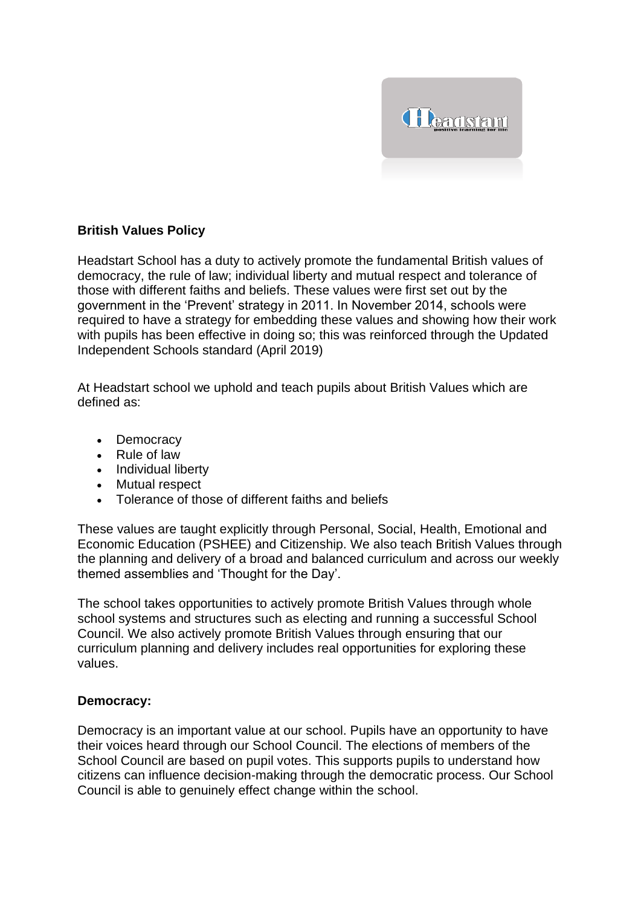**British Values Policy**

Headstart School has a duty to actively promote the fundamental British values of democracy, the rule of law; individual liberty and mutual respect and tolerance of those with different faiths and beliefs. These values were first set out by the government in the 'Prevent' strategy in 2011. In November 2014, schools were required to have a strategy for embedding these values and showing how their work with pupils has been effective in doing so; this was reinforced through the Updated Independent Schools standard (April 2019)

At Headstart school we uphold and teach pupils about British Values which are defined as:

- Democracy
- Rule of law
- Individual liberty
- Mutual respect
- Tolerance of those of different faiths and beliefs

These values are taught explicitly through Personal, Social, Health, Emotional and Economic Education (PSHEE) and Citizenship. We also teach British Values through the planning and delivery of a broad and balanced curriculum and across our weekly themed assemblies and 'Thought for the Day'.

The school takes opportunities to actively promote British Values through whole school systems and structures such as electing and running a successful School Council. We also actively promote British Values through ensuring that our curriculum planning and delivery includes real opportunities for exploring these values.

**Democracy:**

Democracy is an important value at our school. Pupils have an opportunity to have their voices heard through our School Council. The elections of members of the School Council are based on pupil votes. This supports pupils to understand how citizens can influence decision-making through the democratic process. Our School Council is able to genuinely effect change within the school.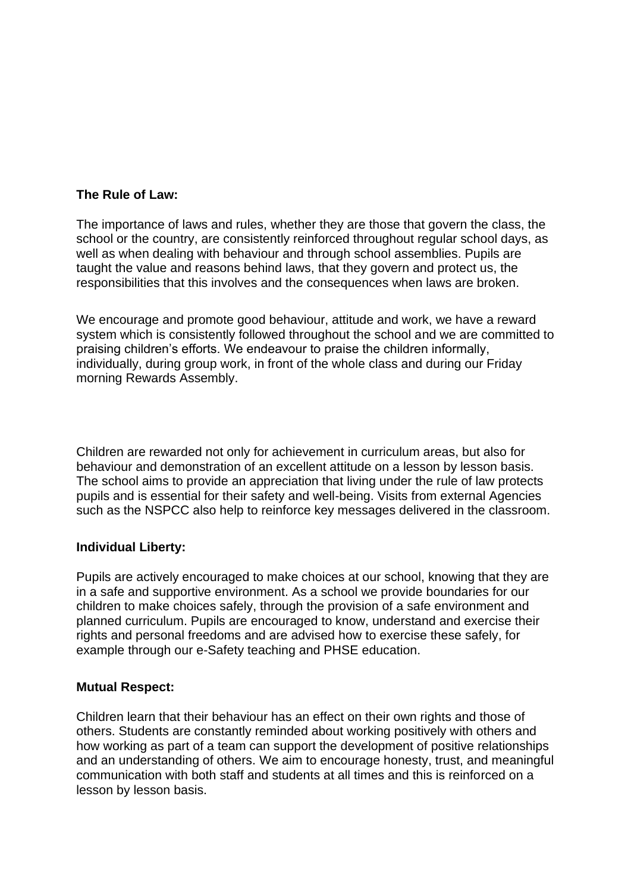**The Rule of Law:**

The importance of laws and rules, whether they are those that govern the class, the school or the country, are consistently reinforced throughout regular school days, as well as when dealing with behaviour and through school assemblies. Pupils are taught the value and reasons behind laws, that they govern and protect us, the responsibilities that this involves and the consequences when laws are broken.

We encourage and promote good behaviour, attitude and work, we have a reward system which is consistently followed throughout the school and we are committed to praising children's efforts. We endeavour to praise the children informally, individually, during group work, in front of the whole class and during our Friday morning Rewards Assembly.

Children are rewarded not only for achievement in curriculum areas, but also for behaviour and demonstration of an excellent attitude on a lesson by lesson basis. The school aims to provide an appreciation that living under the rule of law protects pupils and is essential for their safety and well-being. Visits from external Agencies such as the NSPCC also help to reinforce key messages delivered in the classroom.

**Individual Liberty:**

Pupils are actively encouraged to make choices at our school, knowing that they are in a safe and supportive environment. As a school we provide boundaries for our children to make choices safely, through the provision of a safe environment and planned curriculum. Pupils are encouraged to know, understand and exercise their rights and personal freedoms and are advised how to exercise these safely, for example through our e-Safety teaching and PHSE education.

**Mutual Respect:**

Children learn that their behaviour has an effect on their own rights and those of others. Students are constantly reminded about working positively with others and how working as part of a team can support the development of positive relationships and an understanding of others. We aim to encourage honesty, trust, and meaningful communication with both staff and students at all times and this is reinforced on a lesson by lesson basis.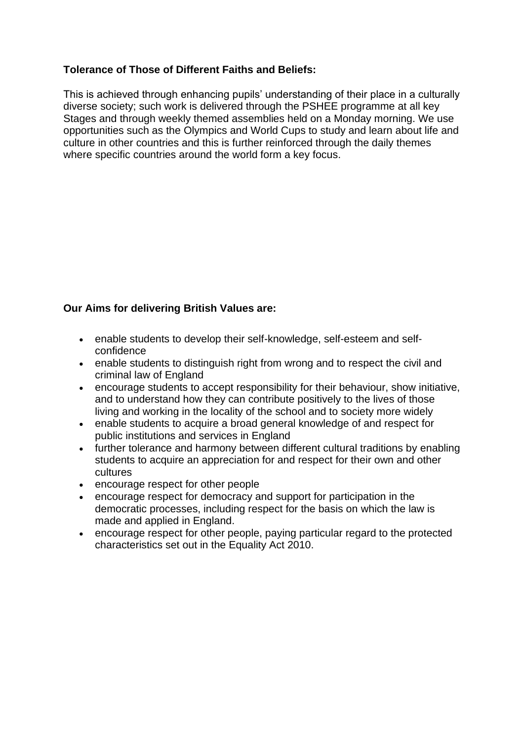**Tolerance of Those of Different Faiths and Beliefs:**

This is achieved through enhancing pupils' understanding of their place in a culturally diverse society; such work is delivered through the PSHEE programme at all key Stages and through weekly themed assemblies held on a Monday morning. We use opportunities such as the Olympics and World Cups to study and learn about life and culture in other countries and this is further reinforced through the daily themes where specific countries around the world form a key focus.

**Our Aims for delivering British Values are:**

- enable students to develop their self-knowledge, self-esteem and self-confidence
- enable students to distinguish right from wrong and to respect the civil and criminal law of England
- encourage students to accept responsibility for their behaviour, show initiative, and to understand how they can contribute positively to the lives of those living and working in the locality of the school and to society more widely
- enable students to acquire a broad general knowledge of and respect for public institutions and services in England
- further tolerance and harmony between different cultural traditions by enabling students to acquire an appreciation for and respect for their own and other cultures
- encourage respect for other people
- encourage respect for democracy and support for participation in the democratic processes, including respect for the basis on which the law is made and applied in England.
- encourage respect for other people, paying particular regard to the protected characteristics set out in the Equality Act 2010.